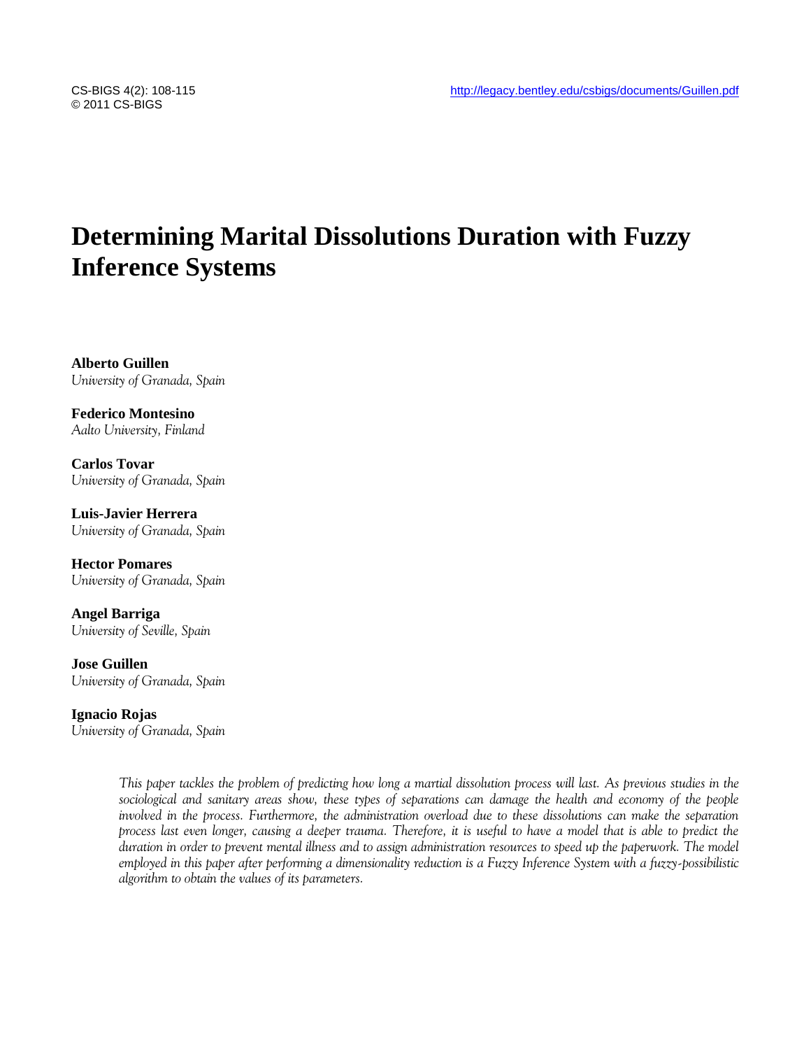# Determining Marital Dissolutions Duration with Fuzzy Inference Systems

**Alberto Guillen**
*University of Granada, Spain*

**Federico Montesino**
*Aalto University, Finland*

**Carlos Tovar**
*University of Granada, Spain*

**Luis-Javier Herrera**
*University of Granada, Spain*

**Hector Pomares**
*University of Granada, Spain*

**Angel Barriga**
*University of Seville, Spain*

**Jose Guillen**
*University of Granada, Spain*

**Ignacio Rojas**
*University of Granada, Spain*

*This paper tackles the problem of predicting how long a martial dissolution process will last. As previous studies in the sociological and sanitary areas show, these types of separations can damage the health and economy of the people involved in the process. Furthermore, the administration overload due to these dissolutions can make the separation process last even longer, causing a deeper trauma. Therefore, it is useful to have a model that is able to predict the duration in order to prevent mental illness and to assign administration resources to speed up the paperwork. The model employed in this paper after performing a dimensionality reduction is a Fuzzy Inference System with a fuzzy-possibilistic algorithm to obtain the values of its parameters.*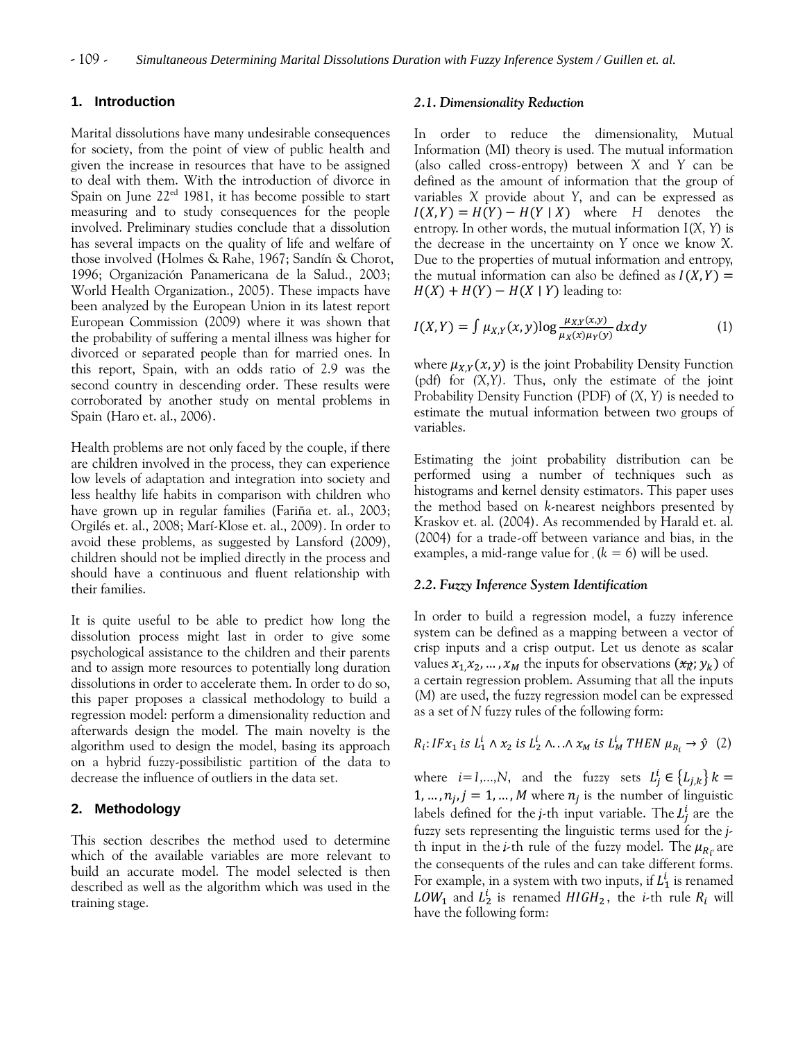## 1. Introduction

Marital dissolutions have many undesirable consequences for society, from the point of view of public health and given the increase in resources that have to be assigned to deal with them. With the introduction of divorce in Spain on June 22ed 1981, it has become possible to start measuring and to study consequences for the people involved. Preliminary studies conclude that a dissolution has several impacts on the quality of life and welfare of those involved (Holmes & Rahe, 1967; Sandín & Chorot, 1996; Organización Panamericana de la Salud., 2003; World Health Organization., 2005). These impacts have been analyzed by the European Union in its latest report European Commission (2009) where it was shown that the probability of suffering a mental illness was higher for divorced or separated people than for married ones. In this report, Spain, with an odds ratio of 2.9 was the second country in descending order. These results were corroborated by another study on mental problems in Spain (Haro et. al., 2006).

Health problems are not only faced by the couple, if there are children involved in the process, they can experience low levels of adaptation and integration into society and less healthy life habits in comparison with children who have grown up in regular families (Fariña et. al., 2003; Orgilés et. al., 2008; Marí-Klose et. al., 2009). In order to avoid these problems, as suggested by Lansford (2009), children should not be implied directly in the process and should have a continuous and fluent relationship with their families.

It is quite useful to be able to predict how long the dissolution process might last in order to give some psychological assistance to the children and their parents and to assign more resources to potentially long duration dissolutions in order to accelerate them. In order to do so, this paper proposes a classical methodology to build a regression model: perform a dimensionality reduction and afterwards design the model. The main novelty is the algorithm used to design the model, basing its approach on a hybrid fuzzy-possibilistic partition of the data to decrease the influence of outliers in the data set.

## 2. Methodology

This section describes the method used to determine which of the available variables are more relevant to build an accurate model. The model selected is then described as well as the algorithm which was used in the training stage.

### *2.1. Dimensionality Reduction*

In order to reduce the dimensionality, Mutual Information (MI) theory is used. The mutual information (also called cross-entropy) between $X$ and $Y$ can be defined as the amount of information that the group of variables $X$ provide about $Y$, and can be expressed as $I(X,Y) = H(Y) - H(Y \mid X)$ where $H$ denotes the entropy. In other words, the mutual information $I(X, Y)$ is the decrease in the uncertainty on $Y$ once we know $X$. Due to the properties of mutual information and entropy, the mutual information can also be defined as $I(X,Y) = H(X) + H(Y) - H(X \mid Y)$ leading to:

$$I(X,Y) = \int \mu_{X,Y}(x,y) \log \frac{\mu_{X,Y}(x,y)}{\mu_X(x)\mu_Y(y)} dxdy \quad (1)$$

where $\mu_{X,Y}(x,y)$ is the joint Probability Density Function (pdf) for $(X,Y)$. Thus, only the estimate of the joint Probability Density Function (PDF) of $(X, Y)$ is needed to estimate the mutual information between two groups of variables.

Estimating the joint probability distribution can be performed using a number of techniques such as histograms and kernel density estimators. This paper uses the method based on $k$-nearest neighbors presented by Kraskov et. al. (2004). As recommended by Harald et. al. (2004) for a trade-off between variance and bias, in the examples, a mid-range value for , $(k = 6)$ will be used.

### *2.2. Fuzzy Inference System Identification*

In order to build a regression model, a fuzzy inference system can be defined as a mapping between a vector of crisp inputs and a crisp output. Let us denote as scalar values $x_1, x_2, \ldots, x_M$ the inputs for observations $(x_k; y_k)$ of a certain regression problem. Assuming that all the inputs $(M)$ are used, the fuzzy regression model can be expressed as a set of $N$ fuzzy rules of the following form:

$$R_i: IF x_1 \text{ is } L_1^i \wedge x_2 \text{ is } L_2^i \wedge \ldots \wedge x_M \text{ is } L_M^i \text{ THEN } \mu_{R_i} \rightarrow \hat{y} \quad (2)$$

where $i=1,\ldots,N$, and the fuzzy sets $L_j^i \in \{L_{j,k}\}$ $k = 1, \ldots, n_j, j = 1, \ldots, M$ where $n_j$ is the number of linguistic labels defined for the $j$-th input variable. The $L_j^i$ are the fuzzy sets representing the linguistic terms used for the $j$-th input in the $i$-th rule of the fuzzy model. The $\mu_{R_i}$ are the consequents of the rules and can take different forms. For example, in a system with two inputs, if $L_1^i$ is renamed $LOW_1$ and $L_2^i$ is renamed $HIGH_2$, the $i$-th rule $R_i$ will have the following form: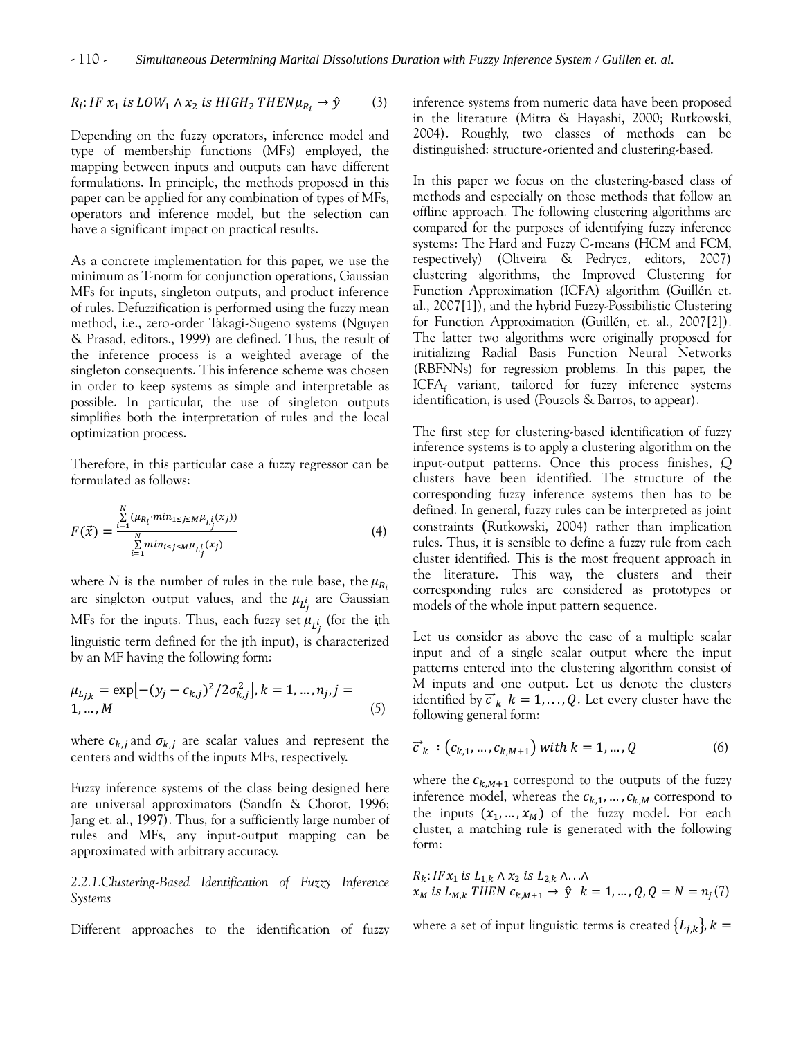$$R_i: IF\ x_1\ is\ LOW_1 \wedge x_2\ is\ HIGH_2\ THEN \mu_{R_i} \rightarrow \hat{y} \qquad (3)$$

Depending on the fuzzy operators, inference model and type of membership functions (MFs) employed, the mapping between inputs and outputs can have different formulations. In principle, the methods proposed in this paper can be applied for any combination of types of MFs, operators and inference model, but the selection can have a significant impact on practical results.

As a concrete implementation for this paper, we use the minimum as T-norm for conjunction operations, Gaussian MFs for inputs, singleton outputs, and product inference of rules. Defuzzification is performed using the fuzzy mean method, i.e., zero-order Takagi-Sugeno systems (Nguyen & Prasad, editors., 1999) are defined. Thus, the result of the inference process is a weighted average of the singleton consequents. This inference scheme was chosen in order to keep systems as simple and interpretable as possible. In particular, the use of singleton outputs simplifies both the interpretation of rules and the local optimization process.

Therefore, in this particular case a fuzzy regressor can be formulated as follows:

$$F(\vec{x}) = \frac{\sum_{i=1}^{N} (\mu_{R_i} \cdot min_{1 \le j \le M} \mu_{L_j^i}(x_j))}{\sum_{i=1}^{N} min_{i \le j \le M} \mu_{L_j^i}(x_j)} \qquad (4)$$

where $N$ is the number of rules in the rule base, the $\mu_{R_i}$ are singleton output values, and the $\mu_{L_j^i}$ are Gaussian MFs for the inputs. Thus, each fuzzy set $\mu_{L_j^i}$ (for the ith linguistic term defined for the jth input), is characterized by an MF having the following form:

$$\mu_{L_{j,k}} = \exp\left[-(y_j - c_{k,j})^2/2\sigma_{k,j}^2\right], k = 1, \ldots, n_j, j = 1, \ldots, M \qquad (5)$$

where $c_{k,j}$ and $\sigma_{k,j}$ are scalar values and represent the centers and widths of the inputs MFs, respectively.

Fuzzy inference systems of the class being designed here are universal approximators (Sandín & Chorot, 1996; Jang et. al., 1997). Thus, for a sufficiently large number of rules and MFs, any input-output mapping can be approximated with arbitrary accuracy.

*2.2.1.Clustering-Based Identification of Fuzzy Inference Systems*

Different approaches to the identification of fuzzy inference systems from numeric data have been proposed in the literature (Mitra & Hayashi, 2000; Rutkowski, 2004). Roughly, two classes of methods can be distinguished: structure-oriented and clustering-based.

In this paper we focus on the clustering-based class of methods and especially on those methods that follow an offline approach. The following clustering algorithms are compared for the purposes of identifying fuzzy inference systems: The Hard and Fuzzy C-means (HCM and FCM, respectively) (Oliveira & Pedrycz, editors, 2007) clustering algorithms, the Improved Clustering for Function Approximation (ICFA) algorithm (Guillén et. al., 2007[1]), and the hybrid Fuzzy-Possibilistic Clustering for Function Approximation (Guillén, et. al., 2007[2]). The latter two algorithms were originally proposed for initializing Radial Basis Function Neural Networks (RBFNNs) for regression problems. In this paper, the $ICFA_f$ variant, tailored for fuzzy inference systems identification, is used (Pouzols & Barros, to appear).

The first step for clustering-based identification of fuzzy inference systems is to apply a clustering algorithm on the input-output patterns. Once this process finishes, $Q$ clusters have been identified. The structure of the corresponding fuzzy inference systems then has to be defined. In general, fuzzy rules can be interpreted as joint constraints (Rutkowski, 2004) rather than implication rules. Thus, it is sensible to define a fuzzy rule from each cluster identified. This is the most frequent approach in the literature. This way, the clusters and their corresponding rules are considered as prototypes or models of the whole input pattern sequence.

Let us consider as above the case of a multiple scalar input and of a single scalar output where the input patterns entered into the clustering algorithm consist of M inputs and one output. Let us denote the clusters identified by $\vec{c}_k$ $k = 1, \ldots, Q$. Let every cluster have the following general form:

$$\vec{c}_k : (c_{k,1}, \ldots, c_{k,M+1})\ with\ k = 1, \ldots, Q \qquad (6)$$

where the $c_{k,M+1}$ correspond to the outputs of the fuzzy inference model, whereas the $c_{k,1}, \ldots, c_{k,M}$ correspond to the inputs $(x_1, \ldots, x_M)$ of the fuzzy model. For each cluster, a matching rule is generated with the following form:

$$R_k: IF\ x_1\ is\ L_{1,k} \wedge x_2\ is\ L_{2,k} \wedge \ldots \wedge x_M\ is\ L_{M,k}\ THEN\ c_{k,M+1} \rightarrow \hat{y} \quad k = 1, \ldots, Q, Q = N = n_j \qquad (7)$$

where a set of input linguistic terms is created $\{L_{j,k}\}, k =$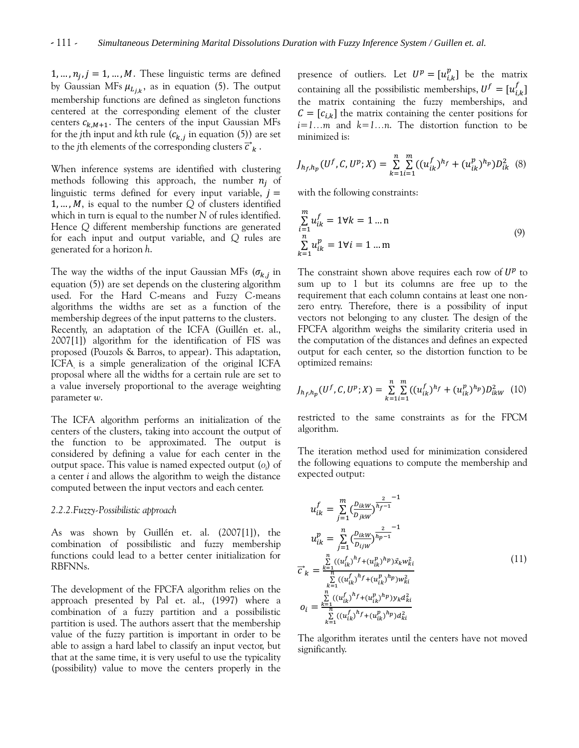$1, \ldots, n_j, j = 1, \ldots, M$. These linguistic terms are defined by Gaussian MFs $\mu_{L_{j,k}}$, as in equation (5). The output membership functions are defined as singleton functions centered at the corresponding element of the cluster centers $c_{k,M+1}$. The centers of the input Gaussian MFs for the *j*th input and *k*th rule ($c_{k,j}$ in equation (5)) are set to the *j*th elements of the corresponding clusters $\vec{c}_k$.

When inference systems are identified with clustering methods following this approach, the number $n_j$ of linguistic terms defined for every input variable, $j = 1, \ldots, M$, is equal to the number *Q* of clusters identified which in turn is equal to the number *N* of rules identified. Hence *Q* different membership functions are generated for each input and output variable, and *Q* rules are generated for a horizon *h*.

The way the widths of the input Gaussian MFs ($\sigma_{k,j}$ in equation (5)) are set depends on the clustering algorithm used. For the Hard C-means and Fuzzy C-means algorithms the widths are set as a function of the membership degrees of the input patterns to the clusters. Recently, an adaptation of the ICFA (Guillén et. al., 2007[1]) algorithm for the identification of FIS was proposed (Pouzols & Barros, to appear). This adaptation, ICFA, is a simple generalization of the original ICFA proposal where all the widths for a certain rule are set to a value inversely proportional to the average weighting parameter *w*.

The ICFA algorithm performs an initialization of the centers of the clusters, taking into account the output of the function to be approximated. The output is considered by defining a value for each center in the output space. This value is named expected output ($o_i$) of a center *i* and allows the algorithm to weigh the distance computed between the input vectors and each center.

### *2.2.2. Fuzzy-Possibilistic approach*

As was shown by Guillén et. al. (2007[1]), the combination of possibilistic and fuzzy membership functions could lead to a better center initialization for RBFNNs.

The development of the FPCFA algorithm relies on the approach presented by Pal et. al., (1997) where a combination of a fuzzy partition and a possibilistic partition is used. The authors assert that the membership value of the fuzzy partition is important in order to be able to assign a hard label to classify an input vector, but that at the same time, it is very useful to use the typicality (possibility) value to move the centers properly in the presence of outliers. Let $U^p = [u^p_{i,k}]$ be the matrix containing all the possibilistic memberships, $U^f = [u^f_{i,k}]$ the matrix containing the fuzzy memberships, and $C = [c_{i,k}]$ the matrix containing the center positions for *i=1…m* and *k=1…n*. The distortion function to be minimized is:

$$J_{h_f,h_p}(U^f, C, U^p; X) = \sum_{k=1}^{n}\sum_{i=1}^{m}((u^f_{ik})^{h_f} + (u^p_{ik})^{h_p})D^2_{ik} \quad (8)$$

with the following constraints:

$$\sum_{i=1}^{m} u^f_{ik} = 1 \forall k = 1 \ldots \mathrm{n}$$
$$\sum_{k=1}^{n} u^p_{ik} = 1 \forall i = 1 \ldots \mathrm{m} \quad (9)$$

The constraint shown above requires each row of $U^p$ to sum up to 1 but its columns are free up to the requirement that each column contains at least one non-zero entry. Therefore, there is a possibility of input vectors not belonging to any cluster. The design of the FPCFA algorithm weighs the similarity criteria used in the computation of the distances and defines an expected output for each center, so the distortion function to be optimized remains:

$$J_{h_f,h_p}(U^f, C, U^p; X) = \sum_{k=1}^{n}\sum_{i=1}^{m}((u^f_{ik})^{h_f} + (u^p_{ik})^{h_p})D^2_{ikW} \quad (10)$$

restricted to the same constraints as for the FPCM algorithm.

The iteration method used for minimization considered the following equations to compute the membership and expected output:

$$u^f_{ik} = \sum_{j=1}^{m}\left(\frac{D_{ikW}}{D_{jkW}}\right)^{\frac{2}{h_f-1}^{-1}}$$
$$u^p_{ik} = \sum_{j=1}^{n}\left(\frac{D_{ikW}}{D_{ijW}}\right)^{\frac{2}{h_p-1}^{-1}}$$
$$\vec{c}_k = \frac{\sum_{k=1}^{n}((u^f_{ik})^{h_f} + (u^p_{ik})^{h_p})\vec{x}_k w^2_{ki}}{\sum_{k=1}^{n}((u^f_{ik})^{h_f} + (u^p_{ik})^{h_p})w^2_{ki}} \quad (11)$$
$$o_i = \frac{\sum_{k=1}^{n}((u^f_{ik})^{h_f} + (u^p_{ik})^{h_p})y_k d^2_{ki}}{\sum_{k=1}^{n}((u^f_{ik})^{h_f} + (u^p_{ik})^{h_p})d^2_{ki}}$$

The algorithm iterates until the centers have not moved significantly.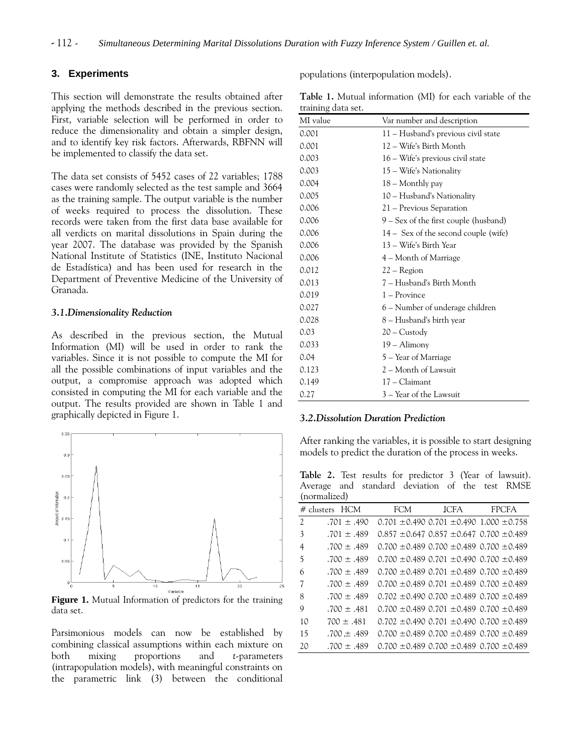## 3. Experiments

This section will demonstrate the results obtained after applying the methods described in the previous section. First, variable selection will be performed in order to reduce the dimensionality and obtain a simpler design, and to identify key risk factors. Afterwards, RBFNN will be implemented to classify the data set.

The data set consists of 5452 cases of 22 variables; 1788 cases were randomly selected as the test sample and 3664 as the training sample. The output variable is the number of weeks required to process the dissolution. These records were taken from the first data base available for all verdicts on marital dissolutions in Spain during the year 2007. The database was provided by the Spanish National Institute of Statistics (INE, Instituto Nacional de Estadística) and has been used for research in the Department of Preventive Medicine of the University of Granada.

### 3.1. Dimensionality Reduction

As described in the previous section, the Mutual Information (MI) will be used in order to rank the variables. Since it is not possible to compute the MI for all the possible combinations of input variables and the output, a compromise approach was adopted which consisted in computing the MI for each variable and the output. The results provided are shown in Table 1 and graphically depicted in Figure 1.

**Figure 1.** Mutual Information of predictors for the training data set.

Parsimonious models can now be established by combining classical assumptions within each mixture on both mixing proportions and *t*-parameters (intrapopulation models), with meaningful constraints on the parametric link (3) between the conditional populations (interpopulation models).

**Table 1.** Mutual information (MI) for each variable of the training data set.

| MI value | Var number and description |
|---|---|
| 0.001 | 11 – Husband's previous civil state |
| 0.001 | 12 – Wife's Birth Month |
| 0.003 | 16 – Wife's previous civil state |
| 0.003 | 15 – Wife's Nationality |
| 0.004 | 18 – Monthly pay |
| 0.005 | 10 – Husband's Nationality |
| 0.006 | 21 – Previous Separation |
| 0.006 | 9 – Sex of the first couple (husband) |
| 0.006 | 14 – Sex of the second couple (wife) |
| 0.006 | 13 – Wife's Birth Year |
| 0.006 | 4 – Month of Marriage |
| 0.012 | 22 – Region |
| 0.013 | 7 – Husband's Birth Month |
| 0.019 | 1 – Province |
| 0.027 | 6 – Number of underage children |
| 0.028 | 8 – Husband's birth year |
| 0.03 | 20 – Custody |
| 0.033 | 19 – Alimony |
| 0.04 | 5 – Year of Marriage |
| 0.123 | 2 – Month of Lawsuit |
| 0.149 | 17 – Claimant |
| 0.27 | 3 – Year of the Lawsuit |

### 3.2. Dissolution Duration Prediction

After ranking the variables, it is possible to start designing models to predict the duration of the process in weeks.

**Table 2.** Test results for predictor 3 (Year of lawsuit). Average and standard deviation of the test RMSE (normalized)

| # clusters | HCM | FCM | ICFA | FPCFA |
|---|---|---|---|---|
| 2 | .701 ± .490 | 0.701 ±0.490 | 0.701 ±0.490 | 1.000 ±0.758 |
| 3 | .701 ± .489 | 0.857 ±0.647 | 0.857 ±0.647 | 0.700 ±0.489 |
| 4 | .700 ± .489 | 0.700 ±0.489 | 0.700 ±0.489 | 0.700 ±0.489 |
| 5 | .700 ± .489 | 0.700 ±0.489 | 0.701 ±0.490 | 0.700 ±0.489 |
| 6 | .700 ± .489 | 0.700 ±0.489 | 0.701 ±0.489 | 0.700 ±0.489 |
| 7 | .700 ± .489 | 0.700 ±0.489 | 0.701 ±0.489 | 0.700 ±0.489 |
| 8 | .700 ± .489 | 0.702 ±0.490 | 0.700 ±0.489 | 0.700 ±0.489 |
| 9 | .700 ± .481 | 0.700 ±0.489 | 0.701 ±0.489 | 0.700 ±0.489 |
| 10 | 700 ± .481 | 0.702 ±0.490 | 0.701 ±0.490 | 0.700 ±0.489 |
| 15 | .700 ± .489 | 0.700 ±0.489 | 0.700 ±0.489 | 0.700 ±0.489 |
| 20 | .700 ± .489 | 0.700 ±0.489 | 0.700 ±0.489 | 0.700 ±0.489 |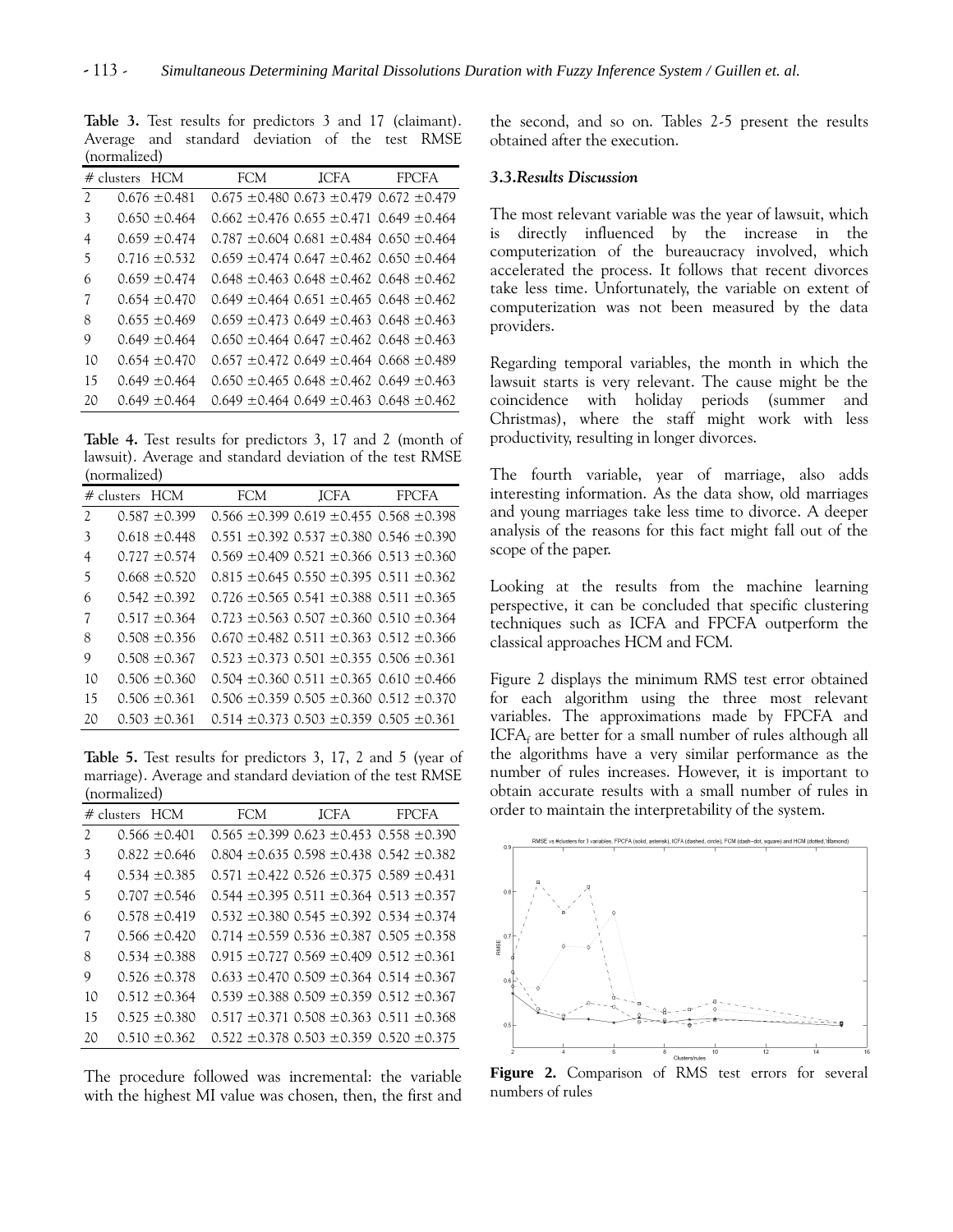**Table 3.** Test results for predictors 3 and 17 (claimant). Average and standard deviation of the test RMSE (normalized)

| # clusters | HCM | FCM | ICFA | FPCFA |
|---|---|---|---|---|
| 2 | 0.676 ±0.481 | 0.675 ±0.480 | 0.673 ±0.479 | 0.672 ±0.479 |
| 3 | 0.650 ±0.464 | 0.662 ±0.476 | 0.655 ±0.471 | 0.649 ±0.464 |
| 4 | 0.659 ±0.474 | 0.787 ±0.604 | 0.681 ±0.484 | 0.650 ±0.464 |
| 5 | 0.716 ±0.532 | 0.659 ±0.474 | 0.647 ±0.462 | 0.650 ±0.464 |
| 6 | 0.659 ±0.474 | 0.648 ±0.463 | 0.648 ±0.462 | 0.648 ±0.462 |
| 7 | 0.654 ±0.470 | 0.649 ±0.464 | 0.651 ±0.465 | 0.648 ±0.462 |
| 8 | 0.655 ±0.469 | 0.659 ±0.473 | 0.649 ±0.463 | 0.648 ±0.463 |
| 9 | 0.649 ±0.464 | 0.650 ±0.464 | 0.647 ±0.462 | 0.648 ±0.463 |
| 10 | 0.654 ±0.470 | 0.657 ±0.472 | 0.649 ±0.464 | 0.668 ±0.489 |
| 15 | 0.649 ±0.464 | 0.650 ±0.465 | 0.648 ±0.462 | 0.649 ±0.463 |
| 20 | 0.649 ±0.464 | 0.649 ±0.464 | 0.649 ±0.463 | 0.648 ±0.462 |

**Table 4.** Test results for predictors 3, 17 and 2 (month of lawsuit). Average and standard deviation of the test RMSE (normalized)

| # clusters | HCM | FCM | ICFA | FPCFA |
|---|---|---|---|---|
| 2 | 0.587 ±0.399 | 0.566 ±0.399 | 0.619 ±0.455 | 0.568 ±0.398 |
| 3 | 0.618 ±0.448 | 0.551 ±0.392 | 0.537 ±0.380 | 0.546 ±0.390 |
| 4 | 0.727 ±0.574 | 0.569 ±0.409 | 0.521 ±0.366 | 0.513 ±0.360 |
| 5 | 0.668 ±0.520 | 0.815 ±0.645 | 0.550 ±0.395 | 0.511 ±0.362 |
| 6 | 0.542 ±0.392 | 0.726 ±0.565 | 0.541 ±0.388 | 0.511 ±0.365 |
| 7 | 0.517 ±0.364 | 0.723 ±0.563 | 0.507 ±0.360 | 0.510 ±0.364 |
| 8 | 0.508 ±0.356 | 0.670 ±0.482 | 0.511 ±0.363 | 0.512 ±0.366 |
| 9 | 0.508 ±0.367 | 0.523 ±0.373 | 0.501 ±0.355 | 0.506 ±0.361 |
| 10 | 0.506 ±0.360 | 0.504 ±0.360 | 0.511 ±0.365 | 0.610 ±0.466 |
| 15 | 0.506 ±0.361 | 0.506 ±0.359 | 0.505 ±0.360 | 0.512 ±0.370 |
| 20 | 0.503 ±0.361 | 0.514 ±0.373 | 0.503 ±0.359 | 0.505 ±0.361 |

**Table 5.** Test results for predictors 3, 17, 2 and 5 (year of marriage). Average and standard deviation of the test RMSE (normalized)

| # clusters | HCM | FCM | ICFA | FPCFA |
|---|---|---|---|---|
| 2 | 0.566 ±0.401 | 0.565 ±0.399 | 0.623 ±0.453 | 0.558 ±0.390 |
| 3 | 0.822 ±0.646 | 0.804 ±0.635 | 0.598 ±0.438 | 0.542 ±0.382 |
| 4 | 0.534 ±0.385 | 0.571 ±0.422 | 0.526 ±0.375 | 0.589 ±0.431 |
| 5 | 0.707 ±0.546 | 0.544 ±0.395 | 0.511 ±0.364 | 0.513 ±0.357 |
| 6 | 0.578 ±0.419 | 0.532 ±0.380 | 0.545 ±0.392 | 0.534 ±0.374 |
| 7 | 0.566 ±0.420 | 0.714 ±0.559 | 0.536 ±0.387 | 0.505 ±0.358 |
| 8 | 0.534 ±0.388 | 0.915 ±0.727 | 0.569 ±0.409 | 0.512 ±0.361 |
| 9 | 0.526 ±0.378 | 0.633 ±0.470 | 0.509 ±0.364 | 0.514 ±0.367 |
| 10 | 0.512 ±0.364 | 0.539 ±0.388 | 0.509 ±0.359 | 0.512 ±0.367 |
| 15 | 0.525 ±0.380 | 0.517 ±0.371 | 0.508 ±0.363 | 0.511 ±0.368 |
| 20 | 0.510 ±0.362 | 0.522 ±0.378 | 0.503 ±0.359 | 0.520 ±0.375 |

The procedure followed was incremental: the variable with the highest MI value was chosen, then, the first and the second, and so on. Tables 2-5 present the results obtained after the execution.

### 3.3.Results Discussion

The most relevant variable was the year of lawsuit, which is directly influenced by the increase in the computerization of the bureaucracy involved, which accelerated the process. It follows that recent divorces take less time. Unfortunately, the variable on extent of computerization was not been measured by the data providers.

Regarding temporal variables, the month in which the lawsuit starts is very relevant. The cause might be the coincidence with holiday periods (summer and Christmas), where the staff might work with less productivity, resulting in longer divorces.

The fourth variable, year of marriage, also adds interesting information. As the data show, old marriages and young marriages take less time to divorce. A deeper analysis of the reasons for this fact might fall out of the scope of the paper.

Looking at the results from the machine learning perspective, it can be concluded that specific clustering techniques such as ICFA and FPCFA outperform the classical approaches HCM and FCM.

Figure 2 displays the minimum RMS test error obtained for each algorithm using the three most relevant variables. The approximations made by FPCFA and $ICFA_f$ are better for a small number of rules although all the algorithms have a very similar performance as the number of rules increases. However, it is important to obtain accurate results with a small number of rules in order to maintain the interpretability of the system.

**Figure 2.** Comparison of RMS test errors for several numbers of rules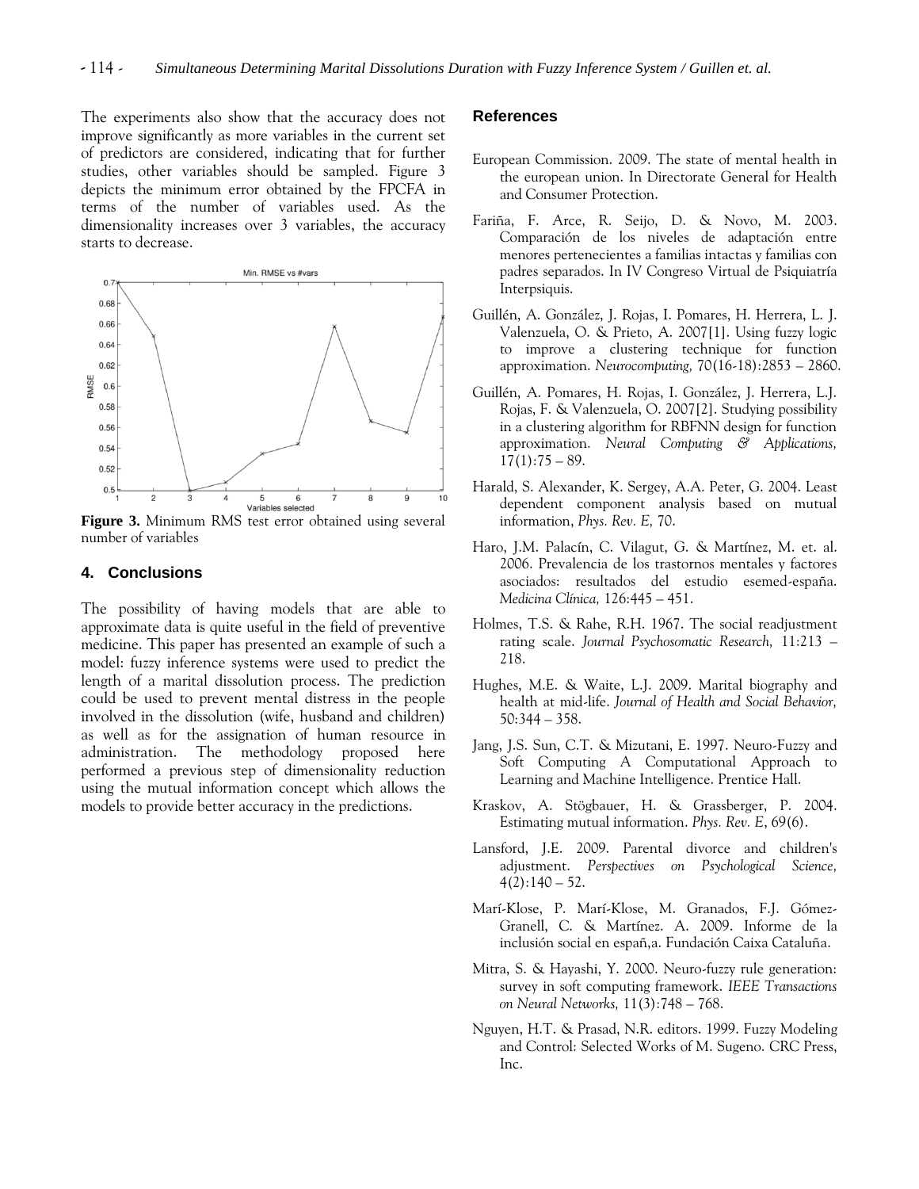The experiments also show that the accuracy does not improve significantly as more variables in the current set of predictors are considered, indicating that for further studies, other variables should be sampled. Figure 3 depicts the minimum error obtained by the FPCFA in terms of the number of variables used. As the dimensionality increases over 3 variables, the accuracy starts to decrease.

**Figure 3.** Minimum RMS test error obtained using several number of variables

## 4. Conclusions

The possibility of having models that are able to approximate data is quite useful in the field of preventive medicine. This paper has presented an example of such a model: fuzzy inference systems were used to predict the length of a marital dissolution process. The prediction could be used to prevent mental distress in the people involved in the dissolution (wife, husband and children) as well as for the assignation of human resource in administration. The methodology proposed here performed a previous step of dimensionality reduction using the mutual information concept which allows the models to provide better accuracy in the predictions.

## References

European Commission. 2009. The state of mental health in the european union. In Directorate General for Health and Consumer Protection.

Fariña, F. Arce, R. Seijo, D. & Novo, M. 2003. Comparación de los niveles de adaptación entre menores pertenecientes a familias intactas y familias con padres separados. In IV Congreso Virtual de Psiquiatría Interpsiquis.

Guillén, A. González, J. Rojas, I. Pomares, H. Herrera, L. J. Valenzuela, O. & Prieto, A. 2007[1]. Using fuzzy logic to improve a clustering technique for function approximation. *Neurocomputing,* 70(16-18):2853 – 2860.

Guillén, A. Pomares, H. Rojas, I. González, J. Herrera, L.J. Rojas, F. & Valenzuela, O. 2007[2]. Studying possibility in a clustering algorithm for RBFNN design for function approximation. *Neural Computing & Applications,* 17(1):75 – 89.

Harald, S. Alexander, K. Sergey, A.A. Peter, G. 2004. Least dependent component analysis based on mutual information, *Phys. Rev. E,* 70.

Haro, J.M. Palacín, C. Vilagut, G. & Martínez, M. et. al. 2006. Prevalencia de los trastornos mentales y factores asociados: resultados del estudio esemed-españa. *Medicina Clínica,* 126:445 – 451.

Holmes, T.S. & Rahe, R.H. 1967. The social readjustment rating scale. *Journal Psychosomatic Research,* 11:213 – 218.

Hughes, M.E. & Waite, L.J. 2009. Marital biography and health at mid-life. *Journal of Health and Social Behavior,* 50:344 – 358.

Jang, J.S. Sun, C.T. & Mizutani, E. 1997. Neuro-Fuzzy and Soft Computing A Computational Approach to Learning and Machine Intelligence. Prentice Hall.

Kraskov, A. Stögbauer, H. & Grassberger, P. 2004. Estimating mutual information. *Phys. Rev. E*, 69(6).

Lansford, J.E. 2009. Parental divorce and children's adjustment. *Perspectives on Psychological Science,* 4(2):140 – 52.

Marí-Klose, P. Marí-Klose, M. Granados, F.J. Gómez-Granell, C. & Martínez. A. 2009. Informe de la inclusión social en españ,a. Fundación Caixa Cataluña.

Mitra, S. & Hayashi, Y. 2000. Neuro-fuzzy rule generation: survey in soft computing framework. *IEEE Transactions on Neural Networks,* 11(3):748 – 768.

Nguyen, H.T. & Prasad, N.R. editors. 1999. Fuzzy Modeling and Control: Selected Works of M. Sugeno. CRC Press, Inc.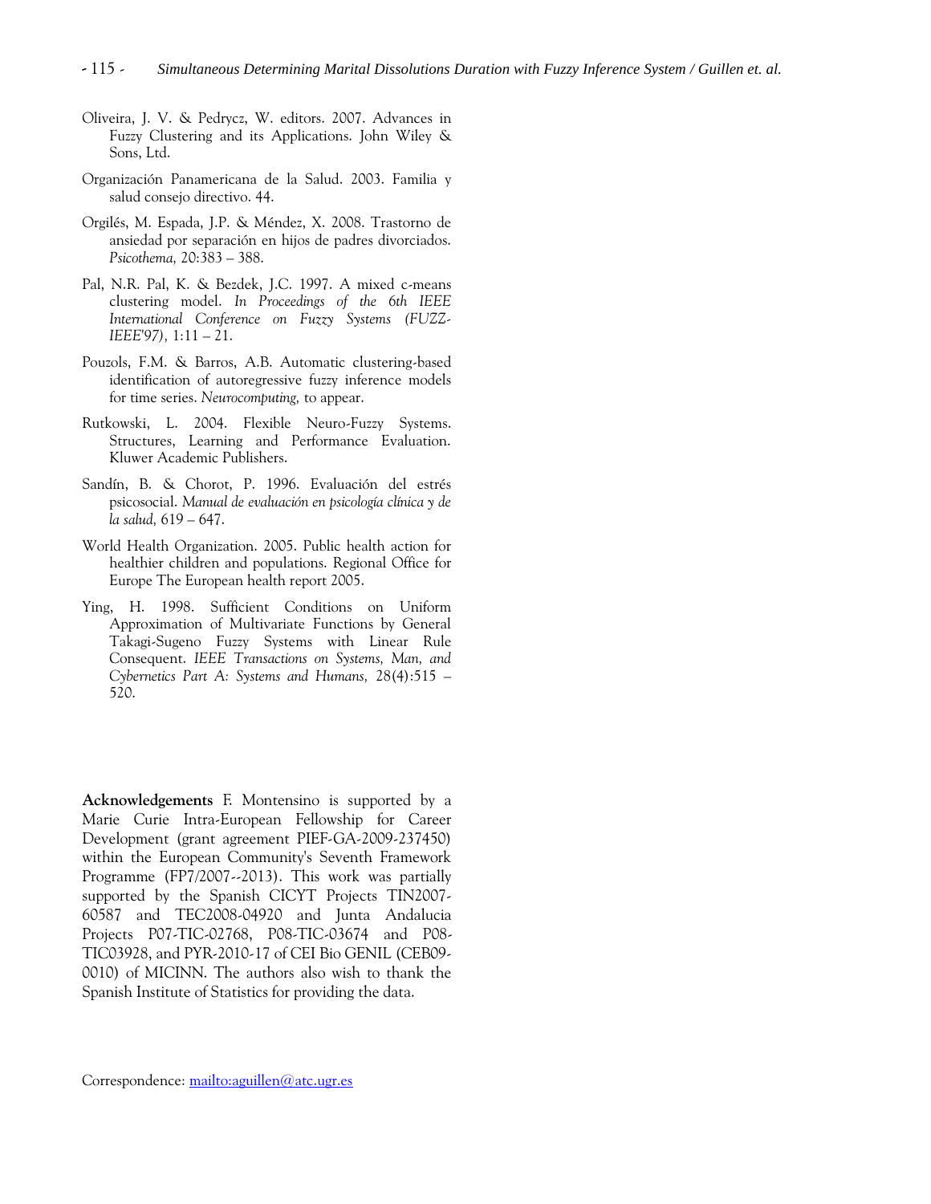Oliveira, J. V. & Pedrycz, W. editors. 2007. Advances in Fuzzy Clustering and its Applications. John Wiley & Sons, Ltd.

Organización Panamericana de la Salud. 2003. Familia y salud consejo directivo. 44.

Orgilés, M. Espada, J.P. & Méndez, X. 2008. Trastorno de ansiedad por separación en hijos de padres divorciados. *Psicothema,* 20:383 – 388.

Pal, N.R. Pal, K. & Bezdek, J.C. 1997. A mixed c-means clustering model. *In Proceedings of the 6th IEEE International Conference on Fuzzy Systems (FUZZ-IEEE'97),* 1:11 – 21.

Pouzols, F.M. & Barros, A.B. Automatic clustering-based identification of autoregressive fuzzy inference models for time series. *Neurocomputing,* to appear.

Rutkowski, L. 2004. Flexible Neuro-Fuzzy Systems. Structures, Learning and Performance Evaluation. Kluwer Academic Publishers.

Sandín, B. & Chorot, P. 1996. Evaluación del estrés psicosocial. *Manual de evaluación en psicología clínica y de la salud,* 619 – 647.

World Health Organization. 2005. Public health action for healthier children and populations. Regional Office for Europe The European health report 2005.

Ying, H. 1998. Sufficient Conditions on Uniform Approximation of Multivariate Functions by General Takagi-Sugeno Fuzzy Systems with Linear Rule Consequent. *IEEE Transactions on Systems, Man, and Cybernetics Part A: Systems and Humans,* 28(4):515 – 520.

**Acknowledgements** F. Montensino is supported by a Marie Curie Intra-European Fellowship for Career Development (grant agreement PIEF-GA-2009-237450) within the European Community's Seventh Framework Programme (FP7/2007--2013). This work was partially supported by the Spanish CICYT Projects TIN2007-60587 and TEC2008-04920 and Junta Andalucia Projects P07-TIC-02768, P08-TIC-03674 and P08-TIC03928, and PYR-2010-17 of CEI Bio GENIL (CEB09-0010) of MICINN. The authors also wish to thank the Spanish Institute of Statistics for providing the data.

Correspondence: mailto:aguillen@atc.ugr.es